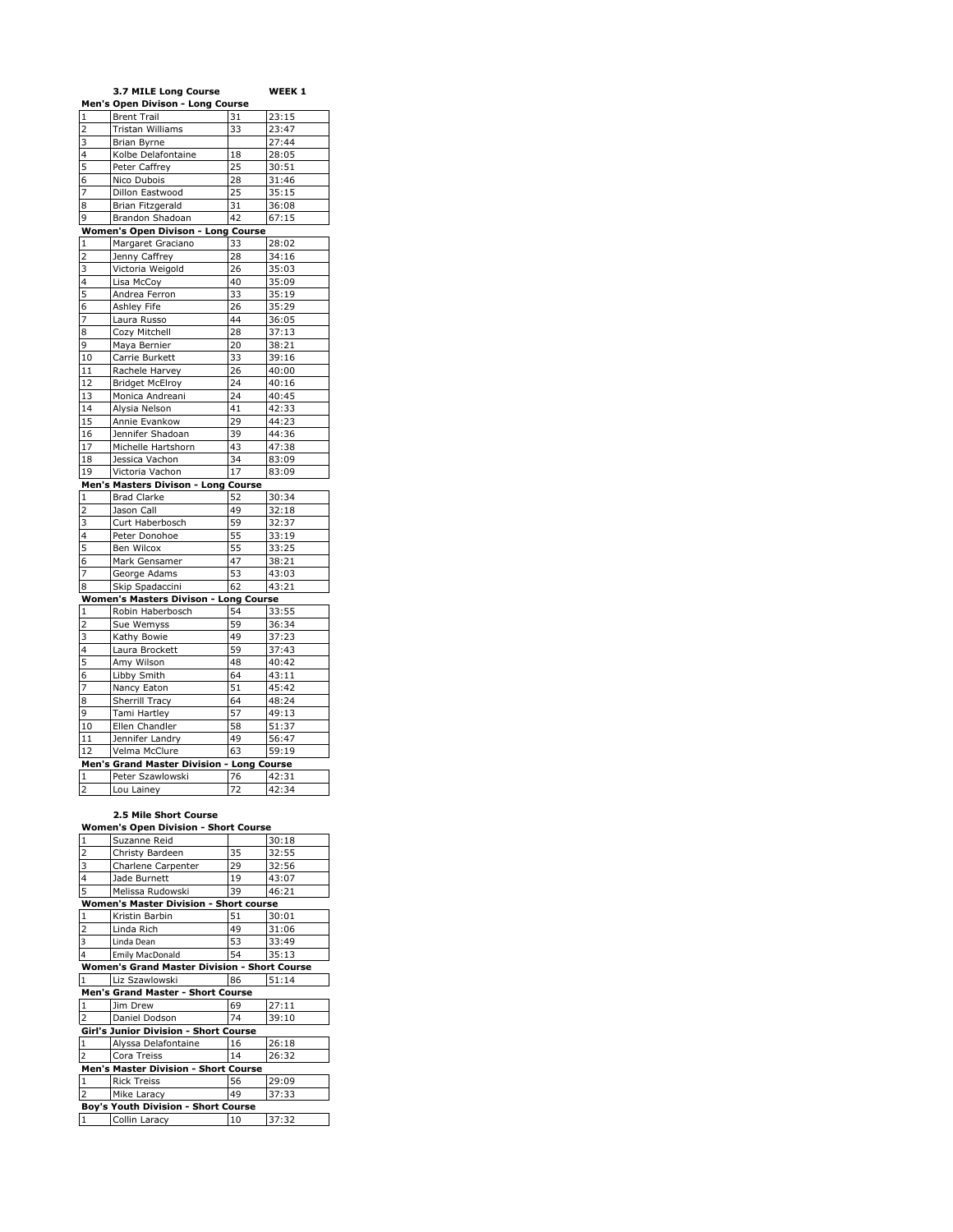**3.7 MILE Long Course** **WEEK 1**

**Men's Open Divison - Long Course**

| | | | |
|---|---|---|---|
| 1 | Brent Trail | 31 | 23:15 |
| 2 | Tristan Williams | 33 | 23:47 |
| 3 | Brian Byrne | | 27:44 |
| 4 | Kolbe Delafontaine | 18 | 28:05 |
| 5 | Peter Caffrey | 25 | 30:51 |
| 6 | Nico Dubois | 28 | 31:46 |
| 7 | Dillon Eastwood | 25 | 35:15 |
| 8 | Brian Fitzgerald | 31 | 36:08 |
| 9 | Brandon Shadoan | 42 | 67:15 |

**Women's Open Divison - Long Course**

| | | | |
|---|---|---|---|
| 1 | Margaret Graciano | 33 | 28:02 |
| 2 | Jenny Caffrey | 28 | 34:16 |
| 3 | Victoria Weigold | 26 | 35:03 |
| 4 | Lisa McCoy | 40 | 35:09 |
| 5 | Andrea Ferron | 33 | 35:19 |
| 6 | Ashley Fife | 26 | 35:29 |
| 7 | Laura Russo | 44 | 36:05 |
| 8 | Cozy Mitchell | 28 | 37:13 |
| 9 | Maya Bernier | 20 | 38:21 |
| 10 | Carrie Burkett | 33 | 39:16 |
| 11 | Rachele Harvey | 26 | 40:00 |
| 12 | Bridget McElroy | 24 | 40:16 |
| 13 | Monica Andreani | 24 | 40:45 |
| 14 | Alysia Nelson | 41 | 42:33 |
| 15 | Annie Evankow | 29 | 44:23 |
| 16 | Jennifer Shadoan | 39 | 44:36 |
| 17 | Michelle Hartshorn | 43 | 47:38 |
| 18 | Jessica Vachon | 34 | 83:09 |
| 19 | Victoria Vachon | 17 | 83:09 |

**Men's Masters Divison - Long Course**

| | | | |
|---|---|---|---|
| 1 | Brad Clarke | 52 | 30:34 |
| 2 | Jason Call | 49 | 32:18 |
| 3 | Curt Haberbosch | 59 | 32:37 |
| 4 | Peter Donohoe | 55 | 33:19 |
| 5 | Ben Wilcox | 55 | 33:25 |
| 6 | Mark Gensamer | 47 | 38:21 |
| 7 | George Adams | 53 | 43:03 |
| 8 | Skip Spadaccini | 62 | 43:21 |

**Women's Masters Divison - Long Course**

| | | | |
|---|---|---|---|
| 1 | Robin Haberbosch | 54 | 33:55 |
| 2 | Sue Wemyss | 59 | 36:34 |
| 3 | Kathy Bowie | 49 | 37:23 |
| 4 | Laura Brockett | 59 | 37:43 |
| 5 | Amy Wilson | 48 | 40:42 |
| 6 | Libby Smith | 64 | 43:11 |
| 7 | Nancy Eaton | 51 | 45:42 |
| 8 | Sherrill Tracy | 64 | 48:24 |
| 9 | Tami Hartley | 57 | 49:13 |
| 10 | Ellen Chandler | 58 | 51:37 |
| 11 | Jennifer Landry | 49 | 56:47 |
| 12 | Velma McClure | 63 | 59:19 |

**Men's Grand Master Division - Long Course**

| | | | |
|---|---|---|---|
| 1 | Peter Szawlowski | 76 | 42:31 |
| 2 | Lou Lainey | 72 | 42:34 |

**2.5 Mile Short Course**

**Women's Open Division - Short Course**

| | | | |
|---|---|---|---|
| 1 | Suzanne Reid | | 30:18 |
| 2 | Christy Bardeen | 35 | 32:55 |
| 3 | Charlene Carpenter | 29 | 32:56 |
| 4 | Jade Burnett | 19 | 43:07 |
| 5 | Melissa Rudowski | 39 | 46:21 |

**Women's Master Division - Short course**

| | | | |
|---|---|---|---|
| 1 | Kristin Barbin | 51 | 30:01 |
| 2 | Linda Rich | 49 | 31:06 |
| 3 | Linda Dean | 53 | 33:49 |
| 4 | Emily MacDonald | 54 | 35:13 |

**Women's Grand Master Division - Short Course**

| | | | |
|---|---|---|---|
| 1 | Liz Szawlowski | 86 | 51:14 |

**Men's Grand Master - Short Course**

| | | | |
|---|---|---|---|
| 1 | Jim Drew | 69 | 27:11 |
| 2 | Daniel Dodson | 74 | 39:10 |

**Girl's Junior Division - Short Course**

| | | | |
|---|---|---|---|
| 1 | Alyssa Delafontaine | 16 | 26:18 |
| 2 | Cora Treiss | 14 | 26:32 |

**Men's Master Division - Short Course**

| | | | |
|---|---|---|---|
| 1 | Rick Treiss | 56 | 29:09 |
| 2 | Mike Laracy | 49 | 37:33 |

**Boy's Youth Division - Short Course**

| | | | |
|---|---|---|---|
| 1 | Collin Laracy | 10 | 37:32 |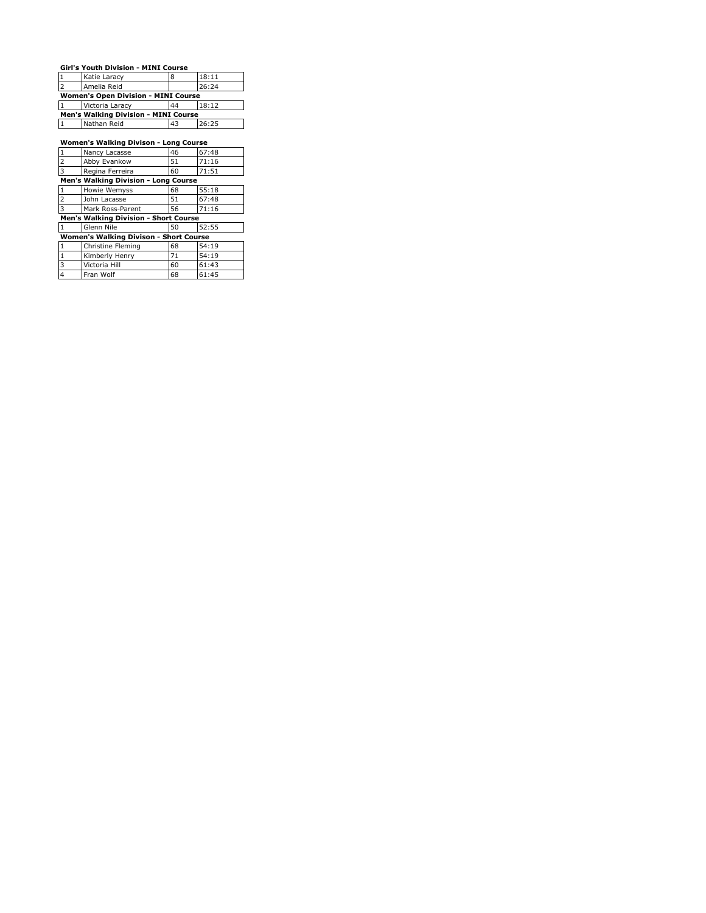**Girl's Youth Division - MINI Course**

| | | | |
|---|---|---|---|
| 1 | Katie Laracy | 8 | 18:11 |
| 2 | Amelia Reid | | 26:24 |

**Women's Open Division - MINI Course**

| | | | |
|---|---|---|---|
| 1 | Victoria Laracy | 44 | 18:12 |

**Men's Walking Division - MINI Course**

| | | | |
|---|---|---|---|
| 1 | Nathan Reid | 43 | 26:25 |

**Women's Walking Divison - Long Course**

| | | | |
|---|---|---|---|
| 1 | Nancy Lacasse | 46 | 67:48 |
| 2 | Abby Evankow | 51 | 71:16 |
| 3 | Regina Ferreira | 60 | 71:51 |

**Men's Walking Division - Long Course**

| | | | |
|---|---|---|---|
| 1 | Howie Wemyss | 68 | 55:18 |
| 2 | John Lacasse | 51 | 67:48 |
| 3 | Mark Ross-Parent | 56 | 71:16 |

**Men's Walking Division - Short Course**

| | | | |
|---|---|---|---|
| 1 | Glenn Nile | 50 | 52:55 |

**Women's Walking Divison - Short Course**

| | | | |
|---|---|---|---|
| 1 | Christine Fleming | 68 | 54:19 |
| 1 | Kimberly Henry | 71 | 54:19 |
| 3 | Victoria Hill | 60 | 61:43 |
| 4 | Fran Wolf | 68 | 61:45 |